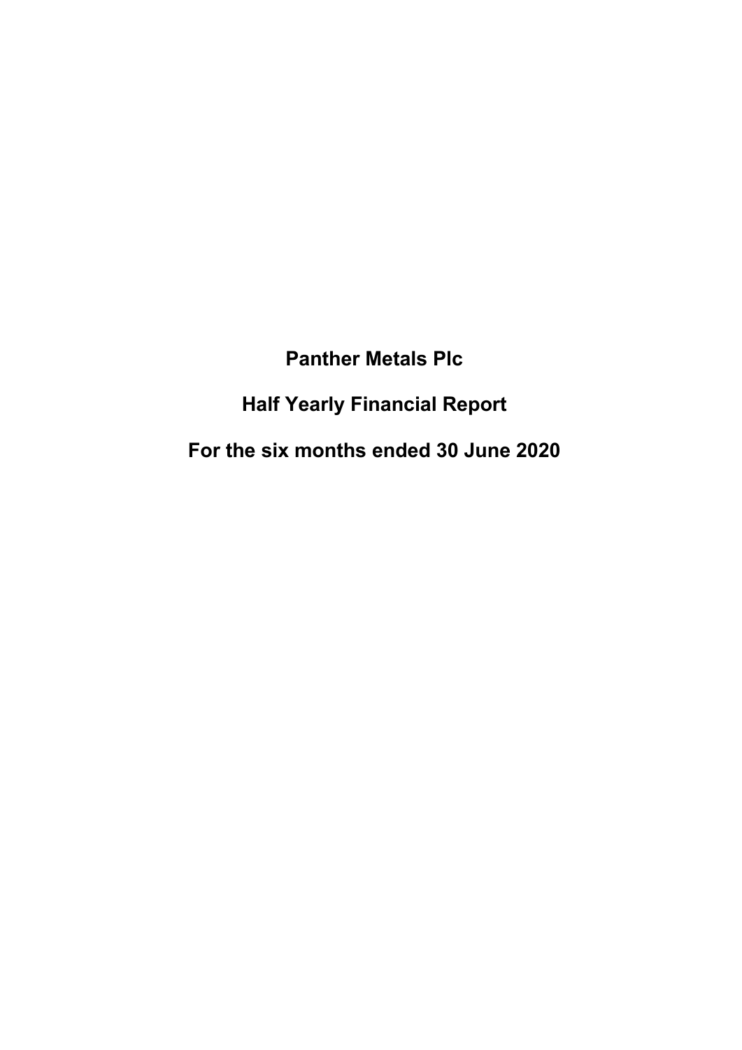# Panther Metals Plc

# Half Yearly Financial Report

# For the six months ended 30 June 2020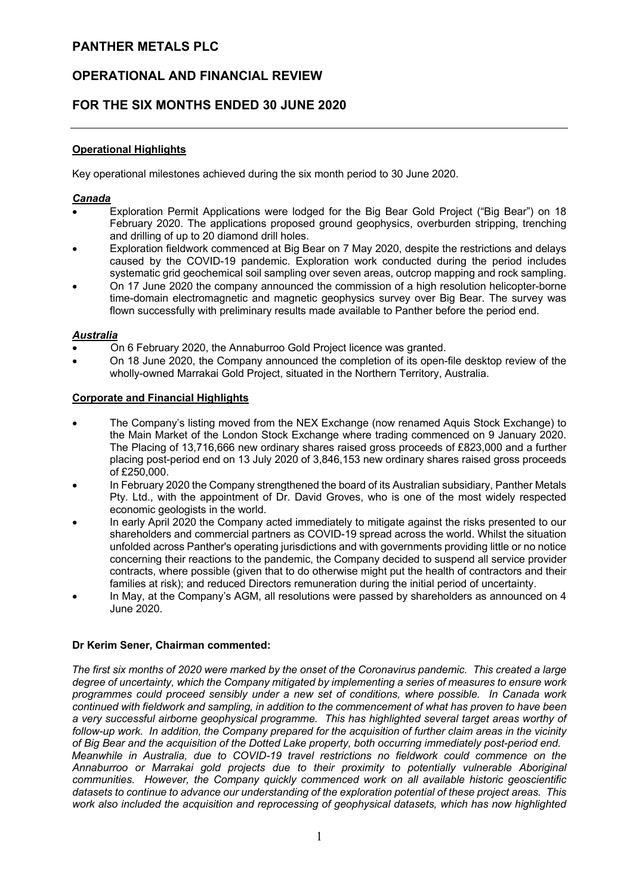# PANTHER METALS PLC

## OPERATIONAL AND FINANCIAL REVIEW

## FOR THE SIX MONTHS ENDED 30 JUNE 2020

### Operational Highlights

Key operational milestones achieved during the six month period to 30 June 2020.

#### *Canada*

- Exploration Permit Applications were lodged for the Big Bear Gold Project ("Big Bear") on 18 February 2020. The applications proposed ground geophysics, overburden stripping, trenching and drilling of up to 20 diamond drill holes.
- Exploration fieldwork commenced at Big Bear on 7 May 2020, despite the restrictions and delays caused by the COVID-19 pandemic. Exploration work conducted during the period includes systematic grid geochemical soil sampling over seven areas, outcrop mapping and rock sampling.
- On 17 June 2020 the company announced the commission of a high resolution helicopter-borne time-domain electromagnetic and magnetic geophysics survey over Big Bear. The survey was flown successfully with preliminary results made available to Panther before the period end.

#### *Australia*

- On 6 February 2020, the Annaburroo Gold Project licence was granted.
- On 18 June 2020, the Company announced the completion of its open-file desktop review of the wholly-owned Marrakai Gold Project, situated in the Northern Territory, Australia.

### Corporate and Financial Highlights

- The Company's listing moved from the NEX Exchange (now renamed Aquis Stock Exchange) to the Main Market of the London Stock Exchange where trading commenced on 9 January 2020. The Placing of 13,716,666 new ordinary shares raised gross proceeds of £823,000 and a further placing post-period end on 13 July 2020 of 3,846,153 new ordinary shares raised gross proceeds of £250,000.
- In February 2020 the Company strengthened the board of its Australian subsidiary, Panther Metals Pty. Ltd., with the appointment of Dr. David Groves, who is one of the most widely respected economic geologists in the world.
- In early April 2020 the Company acted immediately to mitigate against the risks presented to our shareholders and commercial partners as COVID-19 spread across the world. Whilst the situation unfolded across Panther's operating jurisdictions and with governments providing little or no notice concerning their reactions to the pandemic, the Company decided to suspend all service provider contracts, where possible (given that to do otherwise might put the health of contractors and their families at risk); and reduced Directors remuneration during the initial period of uncertainty.
- In May, at the Company's AGM, all resolutions were passed by shareholders as announced on 4 June 2020.

**Dr Kerim Sener, Chairman commented:**

*The first six months of 2020 were marked by the onset of the Coronavirus pandemic. This created a large degree of uncertainty, which the Company mitigated by implementing a series of measures to ensure work programmes could proceed sensibly under a new set of conditions, where possible. In Canada work continued with fieldwork and sampling, in addition to the commencement of what has proven to have been a very successful airborne geophysical programme. This has highlighted several target areas worthy of follow-up work. In addition, the Company prepared for the acquisition of further claim areas in the vicinity of Big Bear and the acquisition of the Dotted Lake property, both occurring immediately post-period end. Meanwhile in Australia, due to COVID-19 travel restrictions no fieldwork could commence on the Annaburroo or Marrakai gold projects due to their proximity to potentially vulnerable Aboriginal communities. However, the Company quickly commenced work on all available historic geoscientific datasets to continue to advance our understanding of the exploration potential of these project areas. This work also included the acquisition and reprocessing of geophysical datasets, which has now highlighted*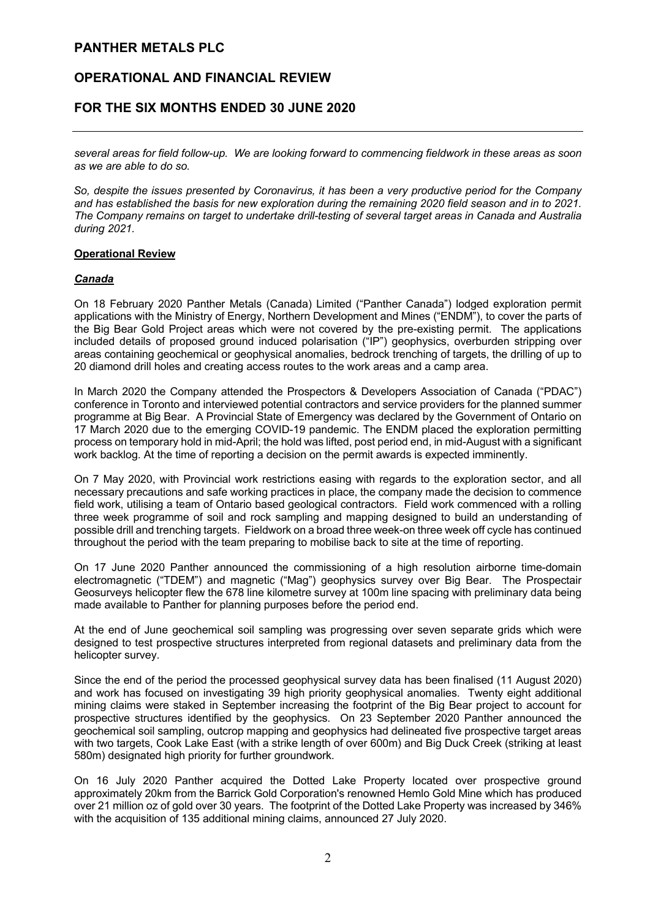*several areas for field follow-up. We are looking forward to commencing fieldwork in these areas as soon as we are able to do so.*

*So, despite the issues presented by Coronavirus, it has been a very productive period for the Company and has established the basis for new exploration during the remaining 2020 field season and in to 2021. The Company remains on target to undertake drill-testing of several target areas in Canada and Australia during 2021.*

**Operational Review**

***Canada***

On 18 February 2020 Panther Metals (Canada) Limited ("Panther Canada") lodged exploration permit applications with the Ministry of Energy, Northern Development and Mines ("ENDM"), to cover the parts of the Big Bear Gold Project areas which were not covered by the pre-existing permit. The applications included details of proposed ground induced polarisation ("IP") geophysics, overburden stripping over areas containing geochemical or geophysical anomalies, bedrock trenching of targets, the drilling of up to 20 diamond drill holes and creating access routes to the work areas and a camp area.

In March 2020 the Company attended the Prospectors & Developers Association of Canada ("PDAC") conference in Toronto and interviewed potential contractors and service providers for the planned summer programme at Big Bear. A Provincial State of Emergency was declared by the Government of Ontario on 17 March 2020 due to the emerging COVID-19 pandemic. The ENDM placed the exploration permitting process on temporary hold in mid-April; the hold was lifted, post period end, in mid-August with a significant work backlog. At the time of reporting a decision on the permit awards is expected imminently.

On 7 May 2020, with Provincial work restrictions easing with regards to the exploration sector, and all necessary precautions and safe working practices in place, the company made the decision to commence field work, utilising a team of Ontario based geological contractors. Field work commenced with a rolling three week programme of soil and rock sampling and mapping designed to build an understanding of possible drill and trenching targets. Fieldwork on a broad three week-on three week off cycle has continued throughout the period with the team preparing to mobilise back to site at the time of reporting.

On 17 June 2020 Panther announced the commissioning of a high resolution airborne time-domain electromagnetic ("TDEM") and magnetic ("Mag") geophysics survey over Big Bear. The Prospectair Geosurveys helicopter flew the 678 line kilometre survey at 100m line spacing with preliminary data being made available to Panther for planning purposes before the period end.

At the end of June geochemical soil sampling was progressing over seven separate grids which were designed to test prospective structures interpreted from regional datasets and preliminary data from the helicopter survey.

Since the end of the period the processed geophysical survey data has been finalised (11 August 2020) and work has focused on investigating 39 high priority geophysical anomalies. Twenty eight additional mining claims were staked in September increasing the footprint of the Big Bear project to account for prospective structures identified by the geophysics. On 23 September 2020 Panther announced the geochemical soil sampling, outcrop mapping and geophysics had delineated five prospective target areas with two targets, Cook Lake East (with a strike length of over 600m) and Big Duck Creek (striking at least 580m) designated high priority for further groundwork.

On 16 July 2020 Panther acquired the Dotted Lake Property located over prospective ground approximately 20km from the Barrick Gold Corporation's renowned Hemlo Gold Mine which has produced over 21 million oz of gold over 30 years. The footprint of the Dotted Lake Property was increased by 346% with the acquisition of 135 additional mining claims, announced 27 July 2020.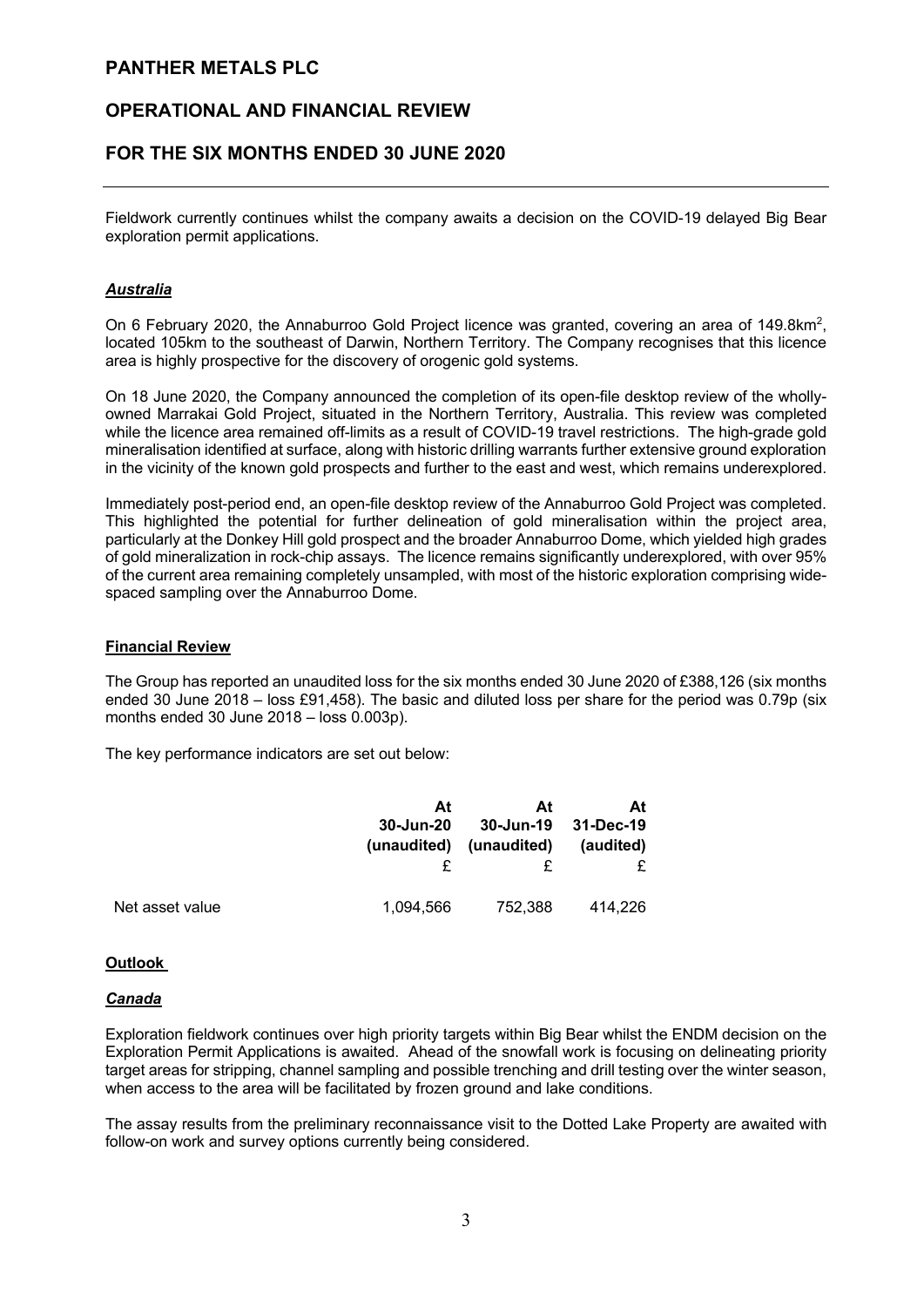Fieldwork currently continues whilst the company awaits a decision on the COVID-19 delayed Big Bear exploration permit applications.

### ***Australia***

On 6 February 2020, the Annaburroo Gold Project licence was granted, covering an area of 149.8km$^2$, located 105km to the southeast of Darwin, Northern Territory. The Company recognises that this licence area is highly prospective for the discovery of orogenic gold systems.

On 18 June 2020, the Company announced the completion of its open-file desktop review of the wholly-owned Marrakai Gold Project, situated in the Northern Territory, Australia. This review was completed while the licence area remained off-limits as a result of COVID-19 travel restrictions. The high-grade gold mineralisation identified at surface, along with historic drilling warrants further extensive ground exploration in the vicinity of the known gold prospects and further to the east and west, which remains underexplored.

Immediately post-period end, an open-file desktop review of the Annaburroo Gold Project was completed. This highlighted the potential for further delineation of gold mineralisation within the project area, particularly at the Donkey Hill gold prospect and the broader Annaburroo Dome, which yielded high grades of gold mineralization in rock-chip assays. The licence remains significantly underexplored, with over 95% of the current area remaining completely unsampled, with most of the historic exploration comprising wide-spaced sampling over the Annaburroo Dome.

## **Financial Review**

The Group has reported an unaudited loss for the six months ended 30 June 2020 of £388,126 (six months ended 30 June 2018 – loss £91,458). The basic and diluted loss per share for the period was 0.79p (six months ended 30 June 2018 – loss 0.003p).

The key performance indicators are set out below:

| | At 30-Jun-20 (unaudited) £ | At 30-Jun-19 (unaudited) £ | At 31-Dec-19 (audited) £ |
|---|---|---|---|
| Net asset value | 1,094,566 | 752,388 | 414,226 |

## **Outlook**

### ***Canada***

Exploration fieldwork continues over high priority targets within Big Bear whilst the ENDM decision on the Exploration Permit Applications is awaited. Ahead of the snowfall work is focusing on delineating priority target areas for stripping, channel sampling and possible trenching and drill testing over the winter season, when access to the area will be facilitated by frozen ground and lake conditions.

The assay results from the preliminary reconnaissance visit to the Dotted Lake Property are awaited with follow-on work and survey options currently being considered.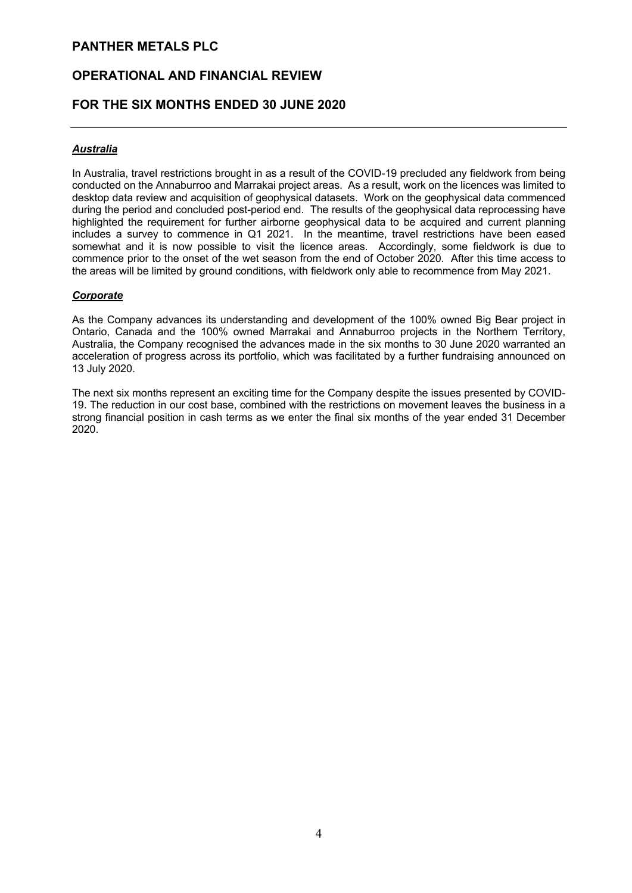# PANTHER METALS PLC

## OPERATIONAL AND FINANCIAL REVIEW

## FOR THE SIX MONTHS ENDED 30 JUNE 2020

***Australia***

In Australia, travel restrictions brought in as a result of the COVID-19 precluded any fieldwork from being conducted on the Annaburroo and Marrakai project areas. As a result, work on the licences was limited to desktop data review and acquisition of geophysical datasets. Work on the geophysical data commenced during the period and concluded post-period end. The results of the geophysical data reprocessing have highlighted the requirement for further airborne geophysical data to be acquired and current planning includes a survey to commence in Q1 2021. In the meantime, travel restrictions have been eased somewhat and it is now possible to visit the licence areas. Accordingly, some fieldwork is due to commence prior to the onset of the wet season from the end of October 2020. After this time access to the areas will be limited by ground conditions, with fieldwork only able to recommence from May 2021.

***Corporate***

As the Company advances its understanding and development of the 100% owned Big Bear project in Ontario, Canada and the 100% owned Marrakai and Annaburroo projects in the Northern Territory, Australia, the Company recognised the advances made in the six months to 30 June 2020 warranted an acceleration of progress across its portfolio, which was facilitated by a further fundraising announced on 13 July 2020.

The next six months represent an exciting time for the Company despite the issues presented by COVID-19. The reduction in our cost base, combined with the restrictions on movement leaves the business in a strong financial position in cash terms as we enter the final six months of the year ended 31 December 2020.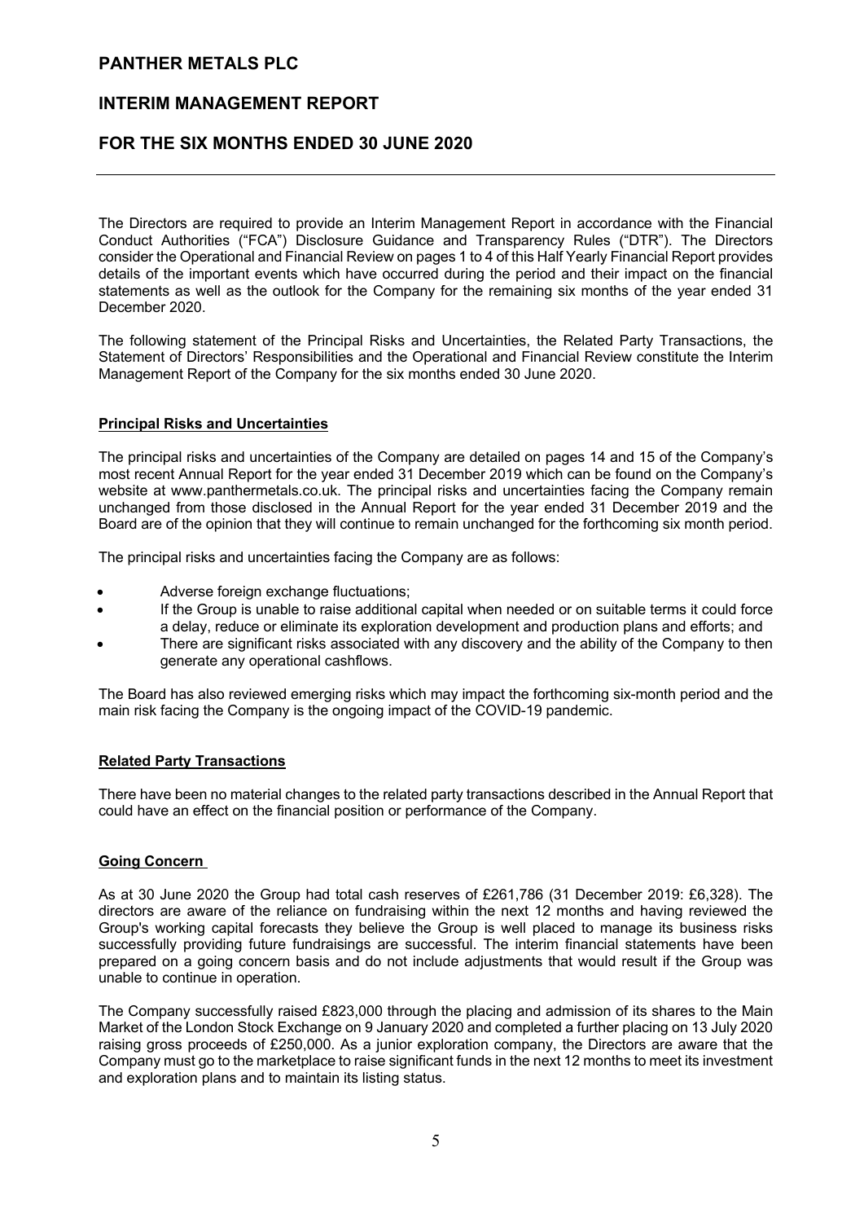# PANTHER METALS PLC

## INTERIM MANAGEMENT REPORT

## FOR THE SIX MONTHS ENDED 30 JUNE 2020

The Directors are required to provide an Interim Management Report in accordance with the Financial Conduct Authorities ("FCA") Disclosure Guidance and Transparency Rules ("DTR"). The Directors consider the Operational and Financial Review on pages 1 to 4 of this Half Yearly Financial Report provides details of the important events which have occurred during the period and their impact on the financial statements as well as the outlook for the Company for the remaining six months of the year ended 31 December 2020.

The following statement of the Principal Risks and Uncertainties, the Related Party Transactions, the Statement of Directors' Responsibilities and the Operational and Financial Review constitute the Interim Management Report of the Company for the six months ended 30 June 2020.

### Principal Risks and Uncertainties

The principal risks and uncertainties of the Company are detailed on pages 14 and 15 of the Company's most recent Annual Report for the year ended 31 December 2019 which can be found on the Company's website at www.panthermetals.co.uk. The principal risks and uncertainties facing the Company remain unchanged from those disclosed in the Annual Report for the year ended 31 December 2019 and the Board are of the opinion that they will continue to remain unchanged for the forthcoming six month period.

The principal risks and uncertainties facing the Company are as follows:

- Adverse foreign exchange fluctuations;
- If the Group is unable to raise additional capital when needed or on suitable terms it could force a delay, reduce or eliminate its exploration development and production plans and efforts; and
- There are significant risks associated with any discovery and the ability of the Company to then generate any operational cashflows.

The Board has also reviewed emerging risks which may impact the forthcoming six-month period and the main risk facing the Company is the ongoing impact of the COVID-19 pandemic.

### Related Party Transactions

There have been no material changes to the related party transactions described in the Annual Report that could have an effect on the financial position or performance of the Company.

### Going Concern

As at 30 June 2020 the Group had total cash reserves of £261,786 (31 December 2019: £6,328). The directors are aware of the reliance on fundraising within the next 12 months and having reviewed the Group's working capital forecasts they believe the Group is well placed to manage its business risks successfully providing future fundraisings are successful. The interim financial statements have been prepared on a going concern basis and do not include adjustments that would result if the Group was unable to continue in operation.

The Company successfully raised £823,000 through the placing and admission of its shares to the Main Market of the London Stock Exchange on 9 January 2020 and completed a further placing on 13 July 2020 raising gross proceeds of £250,000. As a junior exploration company, the Directors are aware that the Company must go to the marketplace to raise significant funds in the next 12 months to meet its investment and exploration plans and to maintain its listing status.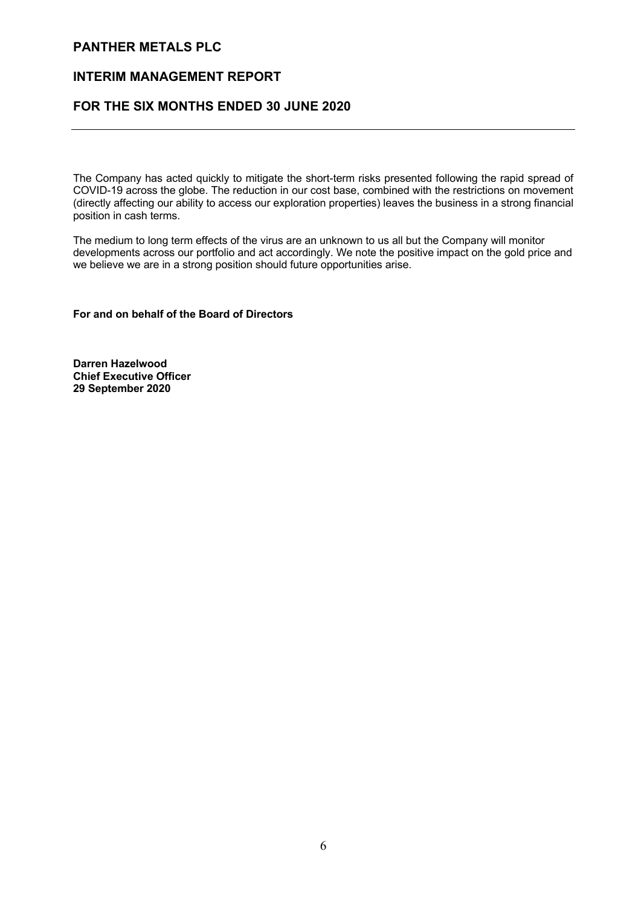# PANTHER METALS PLC

## INTERIM MANAGEMENT REPORT

## FOR THE SIX MONTHS ENDED 30 JUNE 2020

The Company has acted quickly to mitigate the short-term risks presented following the rapid spread of COVID-19 across the globe. The reduction in our cost base, combined with the restrictions on movement (directly affecting our ability to access our exploration properties) leaves the business in a strong financial position in cash terms.

The medium to long term effects of the virus are an unknown to us all but the Company will monitor developments across our portfolio and act accordingly. We note the positive impact on the gold price and we believe we are in a strong position should future opportunities arise.

**For and on behalf of the Board of Directors**

**Darren Hazelwood**
**Chief Executive Officer**
**29 September 2020**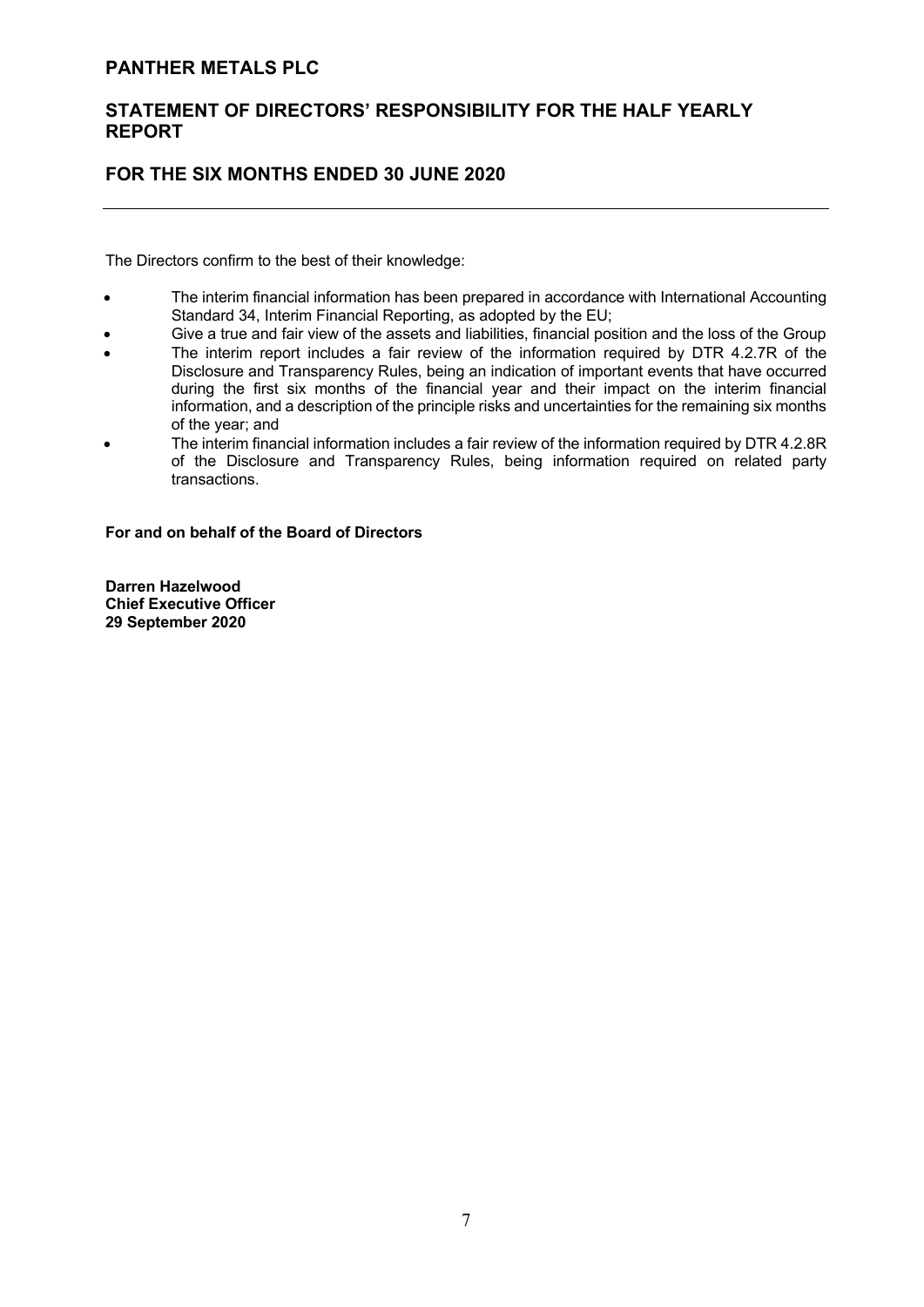# PANTHER METALS PLC

## STATEMENT OF DIRECTORS' RESPONSIBILITY FOR THE HALF YEARLY REPORT

## FOR THE SIX MONTHS ENDED 30 JUNE 2020

The Directors confirm to the best of their knowledge:

- The interim financial information has been prepared in accordance with International Accounting Standard 34, Interim Financial Reporting, as adopted by the EU;
- Give a true and fair view of the assets and liabilities, financial position and the loss of the Group
- The interim report includes a fair review of the information required by DTR 4.2.7R of the Disclosure and Transparency Rules, being an indication of important events that have occurred during the first six months of the financial year and their impact on the interim financial information, and a description of the principle risks and uncertainties for the remaining six months of the year; and
- The interim financial information includes a fair review of the information required by DTR 4.2.8R of the Disclosure and Transparency Rules, being information required on related party transactions.

**For and on behalf of the Board of Directors**

**Darren Hazelwood**
**Chief Executive Officer**
**29 September 2020**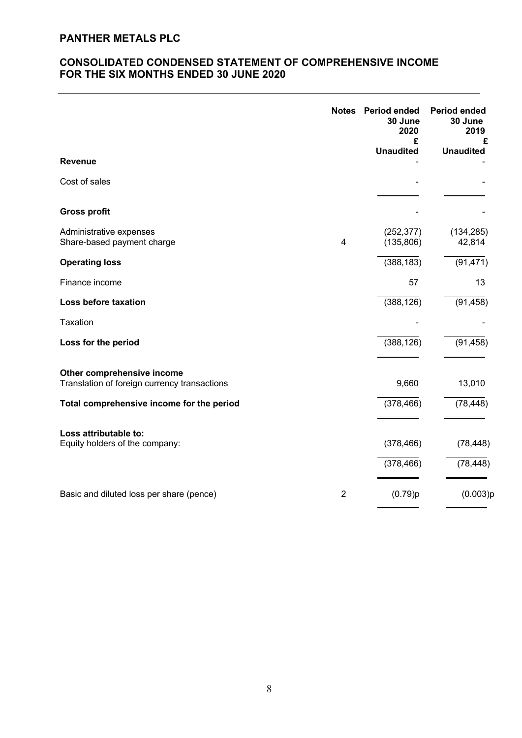# PANTHER METALS PLC

## CONSOLIDATED CONDENSED STATEMENT OF COMPREHENSIVE INCOME FOR THE SIX MONTHS ENDED 30 JUNE 2020

| | Notes | Period ended 30 June 2020 £ Unaudited | Period ended 30 June 2019 £ Unaudited |
|---|---|---|---|
| **Revenue** | | - | - |
| Cost of sales | | - | - |
| **Gross profit** | | - | - |
| Administrative expenses | | (252,377) | (134,285) |
| Share-based payment charge | 4 | (135,806) | 42,814 |
| **Operating loss** | | (388,183) | (91,471) |
| Finance income | | 57 | 13 |
| **Loss before taxation** | | (388,126) | (91,458) |
| Taxation | | - | - |
| **Loss for the period** | | (388,126) | (91,458) |
| **Other comprehensive income** | | | |
| Translation of foreign currency transactions | | 9,660 | 13,010 |
| **Total comprehensive income for the period** | | (378,466) | (78,448) |
| **Loss attributable to:** | | | |
| Equity holders of the company: | | (378,466) | (78,448) |
| | | (378,466) | (78,448) |
| Basic and diluted loss per share (pence) | 2 | (0.79)p | (0.003)p |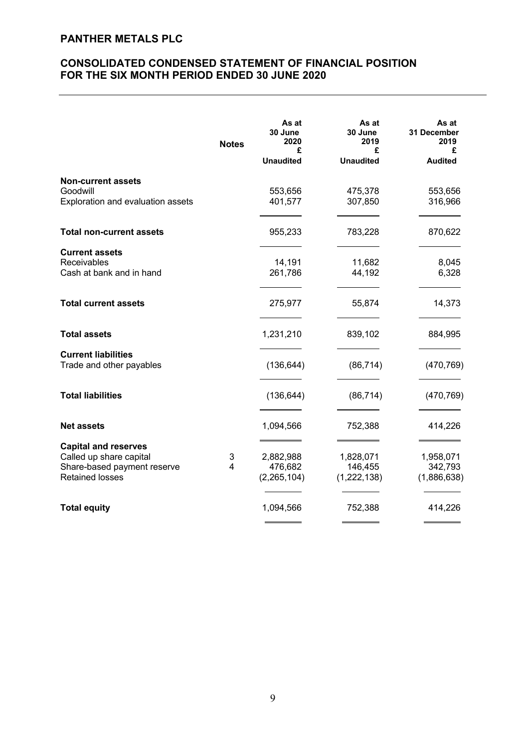## PANTHER METALS PLC

## CONSOLIDATED CONDENSED STATEMENT OF FINANCIAL POSITION FOR THE SIX MONTH PERIOD ENDED 30 JUNE 2020

| | Notes | As at 30 June 2020 £ Unaudited | As at 30 June 2019 £ Unaudited | As at 31 December 2019 £ Audited |
|---|---|---|---|---|
| **Non-current assets** | | | | |
| Goodwill | | 553,656 | 475,378 | 553,656 |
| Exploration and evaluation assets | | 401,577 | 307,850 | 316,966 |
| **Total non-current assets** | | 955,233 | 783,228 | 870,622 |
| **Current assets** | | | | |
| Receivables | | 14,191 | 11,682 | 8,045 |
| Cash at bank and in hand | | 261,786 | 44,192 | 6,328 |
| **Total current assets** | | 275,977 | 55,874 | 14,373 |
| **Total assets** | | 1,231,210 | 839,102 | 884,995 |
| **Current liabilities** | | | | |
| Trade and other payables | | (136,644) | (86,714) | (470,769) |
| **Total liabilities** | | (136,644) | (86,714) | (470,769) |
| **Net assets** | | 1,094,566 | 752,388 | 414,226 |
| **Capital and reserves** | | | | |
| Called up share capital | 3 | 2,882,988 | 1,828,071 | 1,958,071 |
| Share-based payment reserve | 4 | 476,682 | 146,455 | 342,793 |
| Retained losses | | (2,265,104) | (1,222,138) | (1,886,638) |
| **Total equity** | | 1,094,566 | 752,388 | 414,226 |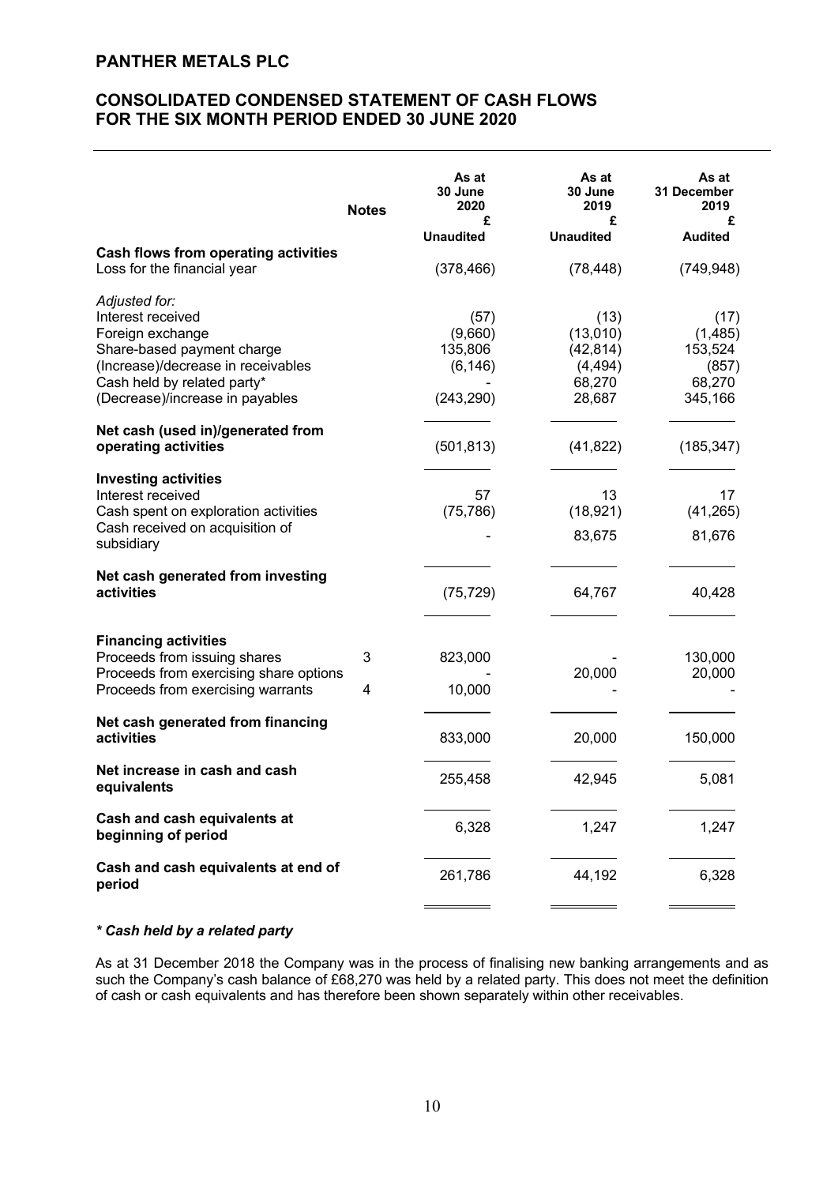# PANTHER METALS PLC

## CONSOLIDATED CONDENSED STATEMENT OF CASH FLOWS FOR THE SIX MONTH PERIOD ENDED 30 JUNE 2020

| | Notes | As at 30 June 2020 £ Unaudited | As at 30 June 2019 £ Unaudited | As at 31 December 2019 £ Audited |
|---|---|---|---|---|
| **Cash flows from operating activities** | | | | |
| Loss for the financial year | | (378,466) | (78,448) | (749,948) |
| *Adjusted for:* | | | | |
| Interest received | | (57) | (13) | (17) |
| Foreign exchange | | (9,660) | (13,010) | (1,485) |
| Share-based payment charge | | 135,806 | (42,814) | 153,524 |
| (Increase)/decrease in receivables | | (6,146) | (4,494) | (857) |
| Cash held by related party* | | - | 68,270 | 68,270 |
| (Decrease)/increase in payables | | (243,290) | 28,687 | 345,166 |
| **Net cash (used in)/generated from operating activities** | | (501,813) | (41,822) | (185,347) |
| **Investing activities** | | | | |
| Interest received | | 57 | 13 | 17 |
| Cash spent on exploration activities | | (75,786) | (18,921) | (41,265) |
| Cash received on acquisition of subsidiary | | - | 83,675 | 81,676 |
| **Net cash generated from investing activities** | | (75,729) | 64,767 | 40,428 |
| **Financing activities** | | | | |
| Proceeds from issuing shares | 3 | 823,000 | - | 130,000 |
| Proceeds from exercising share options | | - | 20,000 | 20,000 |
| Proceeds from exercising warrants | 4 | 10,000 | - | - |
| **Net cash generated from financing activities** | | 833,000 | 20,000 | 150,000 |
| **Net increase in cash and cash equivalents** | | 255,458 | 42,945 | 5,081 |
| **Cash and cash equivalents at beginning of period** | | 6,328 | 1,247 | 1,247 |
| **Cash and cash equivalents at end of period** | | 261,786 | 44,192 | 6,328 |

***\* Cash held by a related party***

As at 31 December 2018 the Company was in the process of finalising new banking arrangements and as such the Company's cash balance of £68,270 was held by a related party. This does not meet the definition of cash or cash equivalents and has therefore been shown separately within other receivables.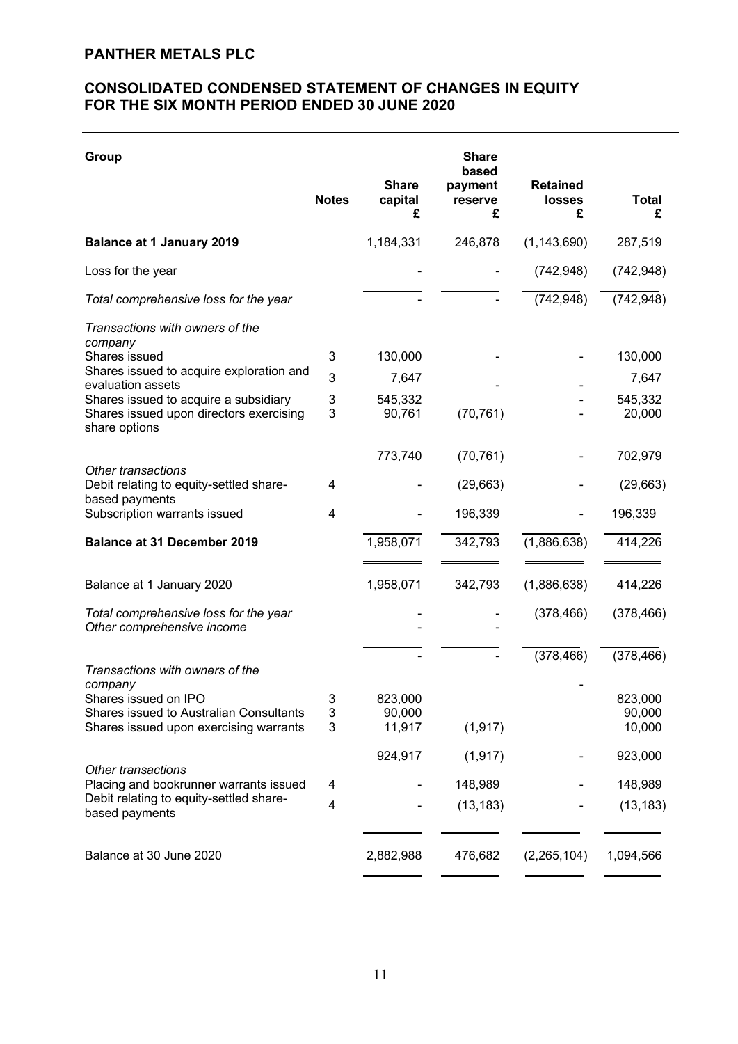# PANTHER METALS PLC

## CONSOLIDATED CONDENSED STATEMENT OF CHANGES IN EQUITY FOR THE SIX MONTH PERIOD ENDED 30 JUNE 2020

| Group | Notes | Share capital £ | Share based payment reserve £ | Retained losses £ | Total £ |
|---|---|---|---|---|---|
| **Balance at 1 January 2019** | | 1,184,331 | 246,878 | (1,143,690) | 287,519 |
| Loss for the year | | - | - | (742,948) | (742,948) |
| *Total comprehensive loss for the year* | | - | - | (742,948) | (742,948) |
| *Transactions with owners of the company* | | | | | |
| Shares issued | 3 | 130,000 | - | - | 130,000 |
| Shares issued to acquire exploration and evaluation assets | 3 | 7,647 | - | - | 7,647 |
| Shares issued to acquire a subsidiary | 3 | 545,332 | | - | 545,332 |
| Shares issued upon directors exercising share options | 3 | 90,761 | (70,761) | - | 20,000 |
| | | 773,740 | (70,761) | - | 702,979 |
| *Other transactions* | | | | | |
| Debit relating to equity-settled share-based payments | 4 | - | (29,663) | - | (29,663) |
| Subscription warrants issued | 4 | - | 196,339 | - | 196,339 |
| **Balance at 31 December 2019** | | 1,958,071 | 342,793 | (1,886,638) | 414,226 |
| Balance at 1 January 2020 | | 1,958,071 | 342,793 | (1,886,638) | 414,226 |
| *Total comprehensive loss for the year* | | - | - | (378,466) | (378,466) |
| *Other comprehensive income* | | - | - | | |
| | | - | - | (378,466) | (378,466) |
| *Transactions with owners of the company* | | | | - | |
| Shares issued on IPO | 3 | 823,000 | | | 823,000 |
| Shares issued to Australian Consultants | 3 | 90,000 | | | 90,000 |
| Shares issued upon exercising warrants | 3 | 11,917 | (1,917) | | 10,000 |
| | | 924,917 | (1,917) | - | 923,000 |
| *Other transactions* | | | | | |
| Placing and bookrunner warrants issued | 4 | - | 148,989 | - | 148,989 |
| Debit relating to equity-settled share-based payments | 4 | - | (13,183) | - | (13,183) |
| Balance at 30 June 2020 | | 2,882,988 | 476,682 | (2,265,104) | 1,094,566 |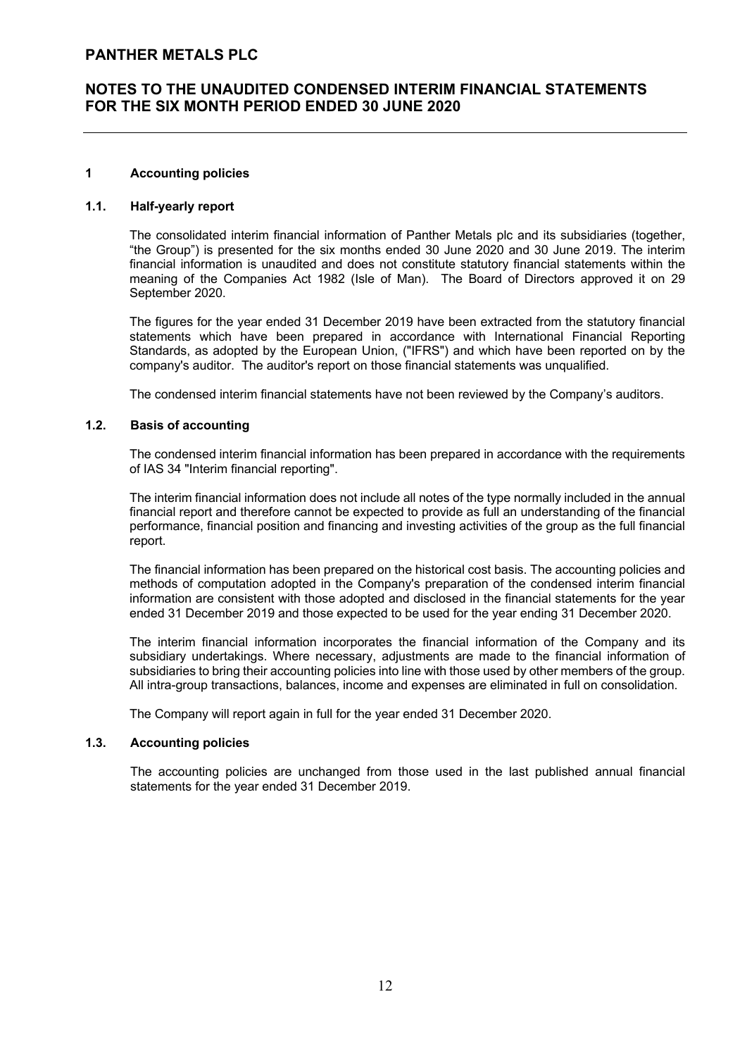# PANTHER METALS PLC

## NOTES TO THE UNAUDITED CONDENSED INTERIM FINANCIAL STATEMENTS FOR THE SIX MONTH PERIOD ENDED 30 JUNE 2020

### 1 Accounting policies

#### 1.1. Half-yearly report

The consolidated interim financial information of Panther Metals plc and its subsidiaries (together, "the Group") is presented for the six months ended 30 June 2020 and 30 June 2019. The interim financial information is unaudited and does not constitute statutory financial statements within the meaning of the Companies Act 1982 (Isle of Man). The Board of Directors approved it on 29 September 2020.

The figures for the year ended 31 December 2019 have been extracted from the statutory financial statements which have been prepared in accordance with International Financial Reporting Standards, as adopted by the European Union, ("IFRS") and which have been reported on by the company's auditor. The auditor's report on those financial statements was unqualified.

The condensed interim financial statements have not been reviewed by the Company's auditors.

#### 1.2. Basis of accounting

The condensed interim financial information has been prepared in accordance with the requirements of IAS 34 "Interim financial reporting".

The interim financial information does not include all notes of the type normally included in the annual financial report and therefore cannot be expected to provide as full an understanding of the financial performance, financial position and financing and investing activities of the group as the full financial report.

The financial information has been prepared on the historical cost basis. The accounting policies and methods of computation adopted in the Company's preparation of the condensed interim financial information are consistent with those adopted and disclosed in the financial statements for the year ended 31 December 2019 and those expected to be used for the year ending 31 December 2020.

The interim financial information incorporates the financial information of the Company and its subsidiary undertakings. Where necessary, adjustments are made to the financial information of subsidiaries to bring their accounting policies into line with those used by other members of the group. All intra-group transactions, balances, income and expenses are eliminated in full on consolidation.

The Company will report again in full for the year ended 31 December 2020.

#### 1.3. Accounting policies

The accounting policies are unchanged from those used in the last published annual financial statements for the year ended 31 December 2019.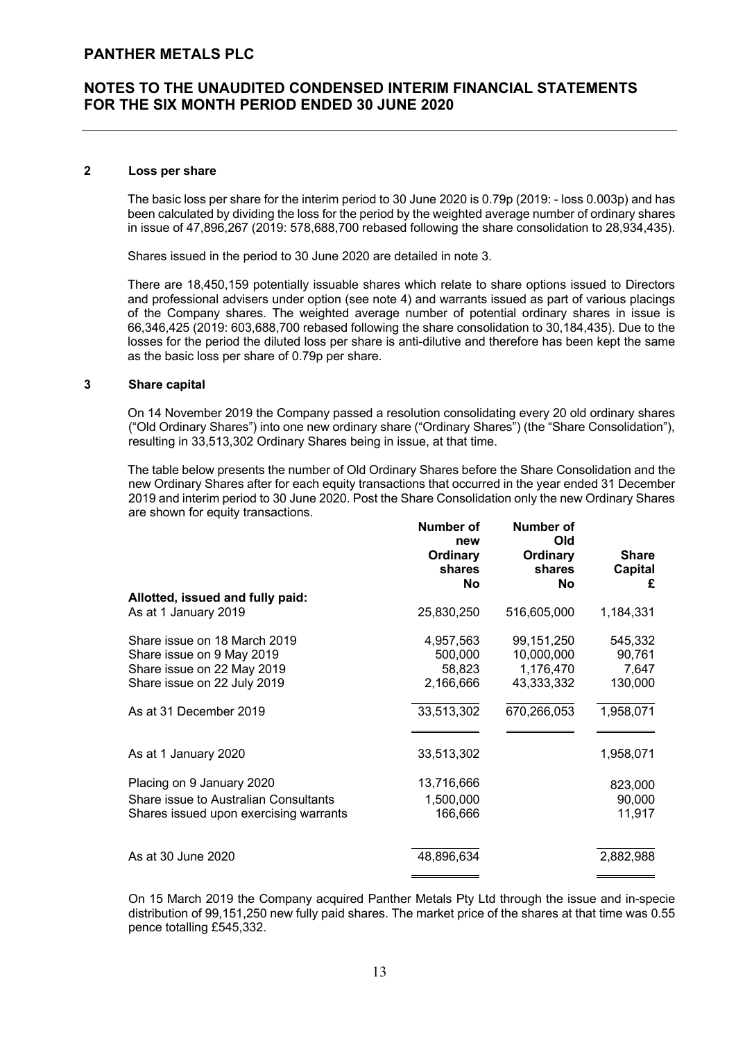# PANTHER METALS PLC

## NOTES TO THE UNAUDITED CONDENSED INTERIM FINANCIAL STATEMENTS FOR THE SIX MONTH PERIOD ENDED 30 JUNE 2020

### 2 Loss per share

The basic loss per share for the interim period to 30 June 2020 is 0.79p (2019: - loss 0.003p) and has been calculated by dividing the loss for the period by the weighted average number of ordinary shares in issue of 47,896,267 (2019: 578,688,700 rebased following the share consolidation to 28,934,435).

Shares issued in the period to 30 June 2020 are detailed in note 3.

There are 18,450,159 potentially issuable shares which relate to share options issued to Directors and professional advisers under option (see note 4) and warrants issued as part of various placings of the Company shares. The weighted average number of potential ordinary shares in issue is 66,346,425 (2019: 603,688,700 rebased following the share consolidation to 30,184,435). Due to the losses for the period the diluted loss per share is anti-dilutive and therefore has been kept the same as the basic loss per share of 0.79p per share.

### 3 Share capital

On 14 November 2019 the Company passed a resolution consolidating every 20 old ordinary shares ("Old Ordinary Shares") into one new ordinary share ("Ordinary Shares") (the "Share Consolidation"), resulting in 33,513,302 Ordinary Shares being in issue, at that time.

The table below presents the number of Old Ordinary Shares before the Share Consolidation and the new Ordinary Shares after for each equity transactions that occurred in the year ended 31 December 2019 and interim period to 30 June 2020. Post the Share Consolidation only the new Ordinary Shares are shown for equity transactions.

| | Number of new Ordinary shares No | Number of Old Ordinary shares No | Share Capital £ |
|---|---|---|---|
| **Allotted, issued and fully paid:** | | | |
| As at 1 January 2019 | 25,830,250 | 516,605,000 | 1,184,331 |
| Share issue on 18 March 2019 | 4,957,563 | 99,151,250 | 545,332 |
| Share issue on 9 May 2019 | 500,000 | 10,000,000 | 90,761 |
| Share issue on 22 May 2019 | 58,823 | 1,176,470 | 7,647 |
| Share issue on 22 July 2019 | 2,166,666 | 43,333,332 | 130,000 |
| As at 31 December 2019 | 33,513,302 | 670,266,053 | 1,958,071 |
| As at 1 January 2020 | 33,513,302 | | 1,958,071 |
| Placing on 9 January 2020 | 13,716,666 | | 823,000 |
| Share issue to Australian Consultants | 1,500,000 | | 90,000 |
| Shares issued upon exercising warrants | 166,666 | | 11,917 |
| As at 30 June 2020 | 48,896,634 | | 2,882,988 |

On 15 March 2019 the Company acquired Panther Metals Pty Ltd through the issue and in-specie distribution of 99,151,250 new fully paid shares. The market price of the shares at that time was 0.55 pence totalling £545,332.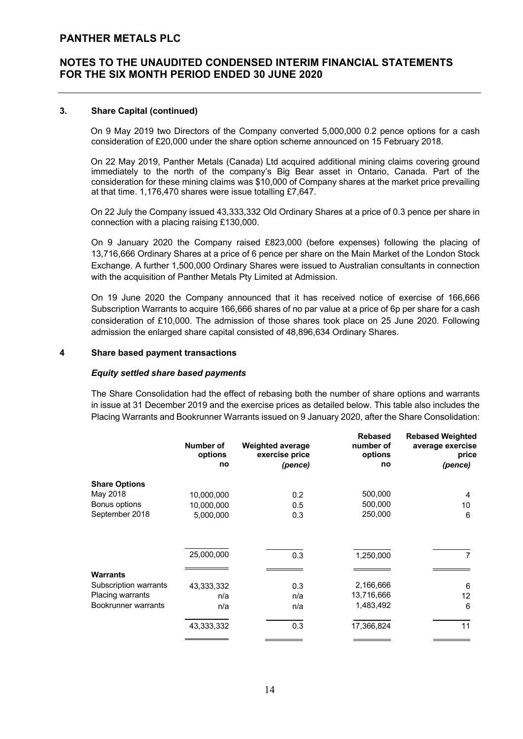## 3. Share Capital (continued)

On 9 May 2019 two Directors of the Company converted 5,000,000 0.2 pence options for a cash consideration of £20,000 under the share option scheme announced on 15 February 2018.

On 22 May 2019, Panther Metals (Canada) Ltd acquired additional mining claims covering ground immediately to the north of the company's Big Bear asset in Ontario, Canada. Part of the consideration for these mining claims was $10,000 of Company shares at the market price prevailing at that time. 1,176,470 shares were issue totalling £7,647.

On 22 July the Company issued 43,333,332 Old Ordinary Shares at a price of 0.3 pence per share in connection with a placing raising £130,000.

On 9 January 2020 the Company raised £823,000 (before expenses) following the placing of 13,716,666 Ordinary Shares at a price of 6 pence per share on the Main Market of the London Stock Exchange. A further 1,500,000 Ordinary Shares were issued to Australian consultants in connection with the acquisition of Panther Metals Pty Limited at Admission.

On 19 June 2020 the Company announced that it has received notice of exercise of 166,666 Subscription Warrants to acquire 166,666 shares of no par value at a price of 6p per share for a cash consideration of £10,000. The admission of those shares took place on 25 June 2020. Following admission the enlarged share capital consisted of 48,896,634 Ordinary Shares.

## 4 Share based payment transactions

### *Equity settled share based payments*

The Share Consolidation had the effect of rebasing both the number of share options and warrants in issue at 31 December 2019 and the exercise prices as detailed below. This table also includes the Placing Warrants and Bookrunner Warrants issued on 9 January 2020, after the Share Consolidation:

| | Number of options no | Weighted average exercise price *(pence)* | Rebased number of options no | Rebased Weighted average exercise price *(pence)* |
|---|---|---|---|---|
| **Share Options** | | | | |
| May 2018 | 10,000,000 | 0.2 | 500,000 | 4 |
| Bonus options | 10,000,000 | 0.5 | 500,000 | 10 |
| September 2018 | 5,000,000 | 0.3 | 250,000 | 6 |
| | 25,000,000 | 0.3 | 1,250,000 | 7 |
| **Warrants** | | | | |
| Subscription warrants | 43,333,332 | 0.3 | 2,166,666 | 6 |
| Placing warrants | n/a | n/a | 13,716,666 | 12 |
| Bookrunner warrants | n/a | n/a | 1,483,492 | 6 |
| | 43,333,332 | 0.3 | 17,366,824 | 11 |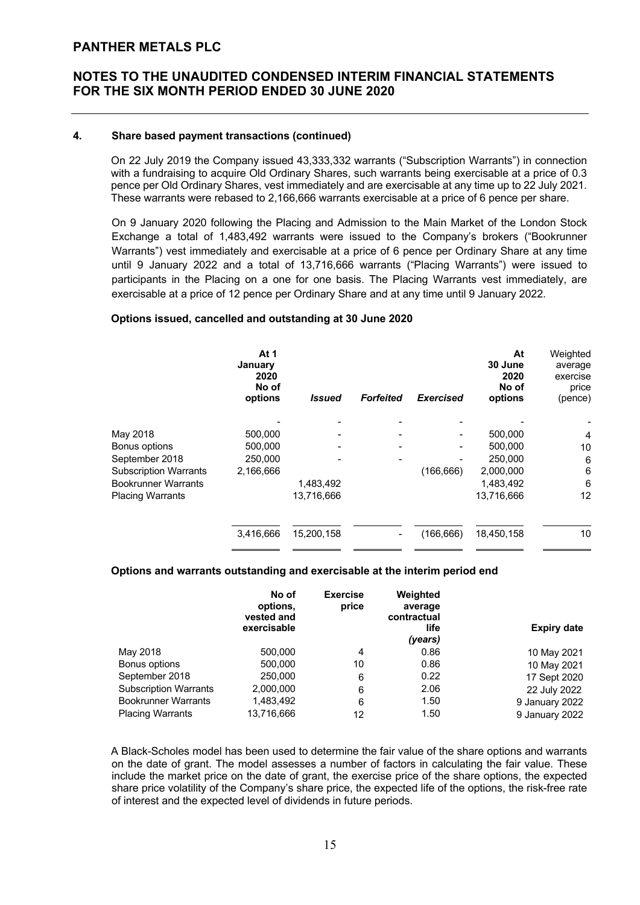## 4. Share based payment transactions (continued)

On 22 July 2019 the Company issued 43,333,332 warrants ("Subscription Warrants") in connection with a fundraising to acquire Old Ordinary Shares, such warrants being exercisable at a price of 0.3 pence per Old Ordinary Shares, vest immediately and are exercisable at any time up to 22 July 2021. These warrants were rebased to 2,166,666 warrants exercisable at a price of 6 pence per share.

On 9 January 2020 following the Placing and Admission to the Main Market of the London Stock Exchange a total of 1,483,492 warrants were issued to the Company's brokers ("Bookrunner Warrants") vest immediately and exercisable at a price of 6 pence per Ordinary Share at any time until 9 January 2022 and a total of 13,716,666 warrants ("Placing Warrants") were issued to participants in the Placing on a one for one basis. The Placing Warrants vest immediately, are exercisable at a price of 12 pence per Ordinary Share and at any time until 9 January 2022.

**Options issued, cancelled and outstanding at 30 June 2020**

| | At 1 January 2020 No of options | *Issued* | *Forfeited* | *Exercised* | At 30 June 2020 No of options | Weighted average exercise price (pence) |
|---|---|---|---|---|---|---|
| | - | - | - | - | - | - |
| May 2018 | 500,000 | - | - | - | 500,000 | 4 |
| Bonus options | 500,000 | - | - | - | 500,000 | 10 |
| September 2018 | 250,000 | - | - | - | 250,000 | 6 |
| Subscription Warrants | 2,166,666 | | | (166,666) | 2,000,000 | 6 |
| Bookrunner Warrants | | 1,483,492 | | | 1,483,492 | 6 |
| Placing Warrants | | 13,716,666 | | | 13,716,666 | 12 |
| | 3,416,666 | 15,200,158 | - | (166,666) | 18,450,158 | 10 |

**Options and warrants outstanding and exercisable at the interim period end**

| | No of options, vested and exercisable | Exercise price | Weighted average contractual life *(years)* | Expiry date |
|---|---|---|---|---|
| May 2018 | 500,000 | 4 | 0.86 | 10 May 2021 |
| Bonus options | 500,000 | 10 | 0.86 | 10 May 2021 |
| September 2018 | 250,000 | 6 | 0.22 | 17 Sept 2020 |
| Subscription Warrants | 2,000,000 | 6 | 2.06 | 22 July 2022 |
| Bookrunner Warrants | 1,483,492 | 6 | 1.50 | 9 January 2022 |
| Placing Warrants | 13,716,666 | 12 | 1.50 | 9 January 2022 |

A Black-Scholes model has been used to determine the fair value of the share options and warrants on the date of grant. The model assesses a number of factors in calculating the fair value. These include the market price on the date of grant, the exercise price of the share options, the expected share price volatility of the Company's share price, the expected life of the options, the risk-free rate of interest and the expected level of dividends in future periods.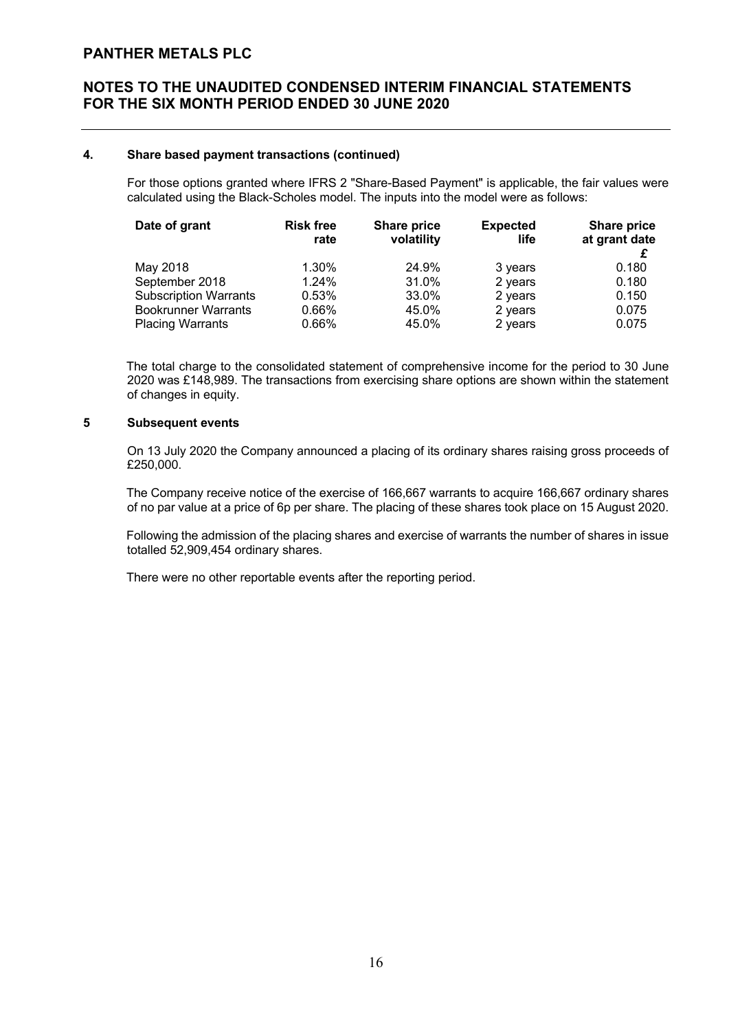#### 4. Share based payment transactions (continued)

For those options granted where IFRS 2 "Share-Based Payment" is applicable, the fair values were calculated using the Black-Scholes model. The inputs into the model were as follows:

| Date of grant | Risk free rate | Share price volatility | Expected life | Share price at grant date £ |
|---|---|---|---|---|
| May 2018 | 1.30% | 24.9% | 3 years | 0.180 |
| September 2018 | 1.24% | 31.0% | 2 years | 0.180 |
| Subscription Warrants | 0.53% | 33.0% | 2 years | 0.150 |
| Bookrunner Warrants | 0.66% | 45.0% | 2 years | 0.075 |
| Placing Warrants | 0.66% | 45.0% | 2 years | 0.075 |

The total charge to the consolidated statement of comprehensive income for the period to 30 June 2020 was £148,989. The transactions from exercising share options are shown within the statement of changes in equity.

#### 5 Subsequent events

On 13 July 2020 the Company announced a placing of its ordinary shares raising gross proceeds of £250,000.

The Company receive notice of the exercise of 166,667 warrants to acquire 166,667 ordinary shares of no par value at a price of 6p per share. The placing of these shares took place on 15 August 2020.

Following the admission of the placing shares and exercise of warrants the number of shares in issue totalled 52,909,454 ordinary shares.

There were no other reportable events after the reporting period.